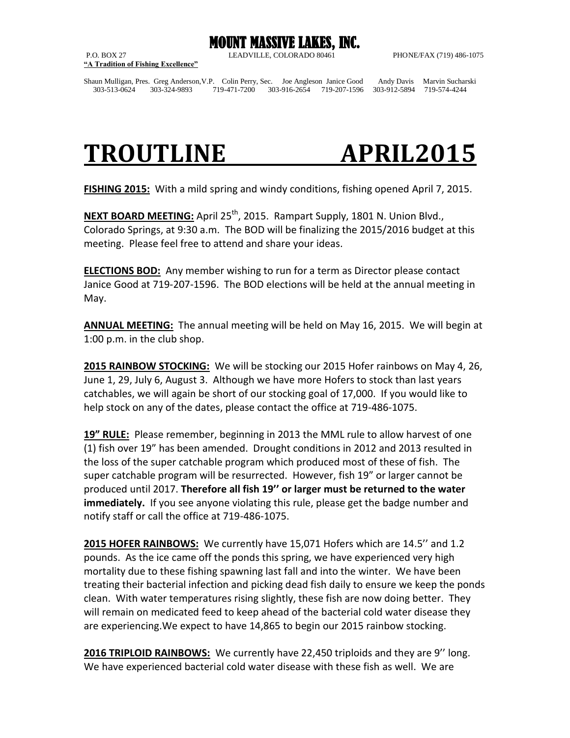# MOUNT MASSIVE LAKES, INC.

P.O. BOX 27 LEADVILLE, COLORADO 80461 PHONE/FAX (719) 486-1075

**"A Tradition of Fishing Excellence"**

Shaun Mulligan, Pres. 303-513-0624 Greg Anderson,V.P. 303-324-9893 Colin Perry, Sec. 719-471-7200 Joe Angleson 303-916-2654 Janice Good 719-207-1596 Andy Davis 303-912-5894 Marvin Sucharski 719-574-4244

# TROUTLINE APRIL2015

**FISHING 2015:** With a mild spring and windy conditions, fishing opened April 7, 2015.

**NEXT BOARD MEETING:** April 25th, 2015. Rampart Supply, 1801 N. Union Blvd., Colorado Springs, at 9:30 a.m. The BOD will be finalizing the 2015/2016 budget at this meeting. Please feel free to attend and share your ideas.

**ELECTIONS BOD:** Any member wishing to run for a term as Director please contact Janice Good at 719-207-1596. The BOD elections will be held at the annual meeting in May.

**ANNUAL MEETING:** The annual meeting will be held on May 16, 2015. We will begin at 1:00 p.m. in the club shop.

**2015 RAINBOW STOCKING:** We will be stocking our 2015 Hofer rainbows on May 4, 26, June 1, 29, July 6, August 3. Although we have more Hofers to stock than last years catchables, we will again be short of our stocking goal of 17,000. If you would like to help stock on any of the dates, please contact the office at 719-486-1075.

**19" RULE:** Please remember, beginning in 2013 the MML rule to allow harvest of one (1) fish over 19" has been amended. Drought conditions in 2012 and 2013 resulted in the loss of the super catchable program which produced most of these of fish. The super catchable program will be resurrected. However, fish 19" or larger cannot be produced until 2017. **Therefore all fish 19'' or larger must be returned to the water immediately.** If you see anyone violating this rule, please get the badge number and notify staff or call the office at 719-486-1075.

**2015 HOFER RAINBOWS:** We currently have 15,071 Hofers which are 14.5'' and 1.2 pounds. As the ice came off the ponds this spring, we have experienced very high mortality due to these fishing spawning last fall and into the winter. We have been treating their bacterial infection and picking dead fish daily to ensure we keep the ponds clean. With water temperatures rising slightly, these fish are now doing better. They will remain on medicated feed to keep ahead of the bacterial cold water disease they are experiencing.We expect to have 14,865 to begin our 2015 rainbow stocking.

**2016 TRIPLOID RAINBOWS:** We currently have 22,450 triploids and they are 9'' long. We have experienced bacterial cold water disease with these fish as well. We are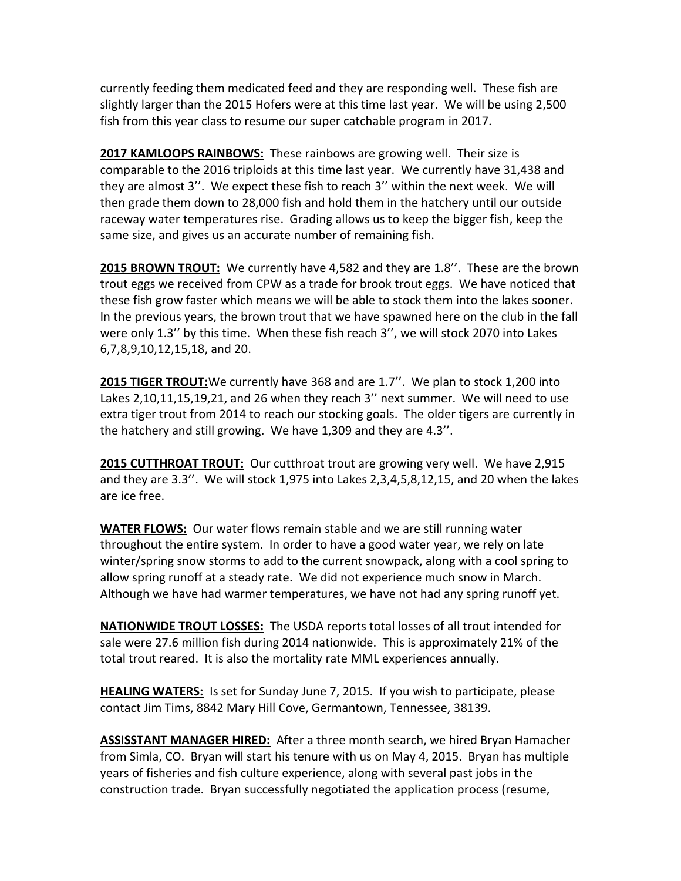currently feeding them medicated feed and they are responding well. These fish are slightly larger than the 2015 Hofers were at this time last year. We will be using 2,500 fish from this year class to resume our super catchable program in 2017.

**2017 KAMLOOPS RAINBOWS:** These rainbows are growing well. Their size is comparable to the 2016 triploids at this time last year. We currently have 31,438 and they are almost 3''. We expect these fish to reach 3'' within the next week. We will then grade them down to 28,000 fish and hold them in the hatchery until our outside raceway water temperatures rise. Grading allows us to keep the bigger fish, keep the same size, and gives us an accurate number of remaining fish.

**2015 BROWN TROUT:** We currently have 4,582 and they are 1.8''. These are the brown trout eggs we received from CPW as a trade for brook trout eggs. We have noticed that these fish grow faster which means we will be able to stock them into the lakes sooner. In the previous years, the brown trout that we have spawned here on the club in the fall were only 1.3'' by this time. When these fish reach 3'', we will stock 2070 into Lakes 6,7,8,9,10,12,15,18, and 20.

**2015 TIGER TROUT:** We currently have 368 and are 1.7''. We plan to stock 1,200 into Lakes 2,10,11,15,19,21, and 26 when they reach 3'' next summer. We will need to use extra tiger trout from 2014 to reach our stocking goals. The older tigers are currently in the hatchery and still growing. We have 1,309 and they are 4.3''.

**2015 CUTTHROAT TROUT:** Our cutthroat trout are growing very well. We have 2,915 and they are 3.3''. We will stock 1,975 into Lakes 2,3,4,5,8,12,15, and 20 when the lakes are ice free.

**WATER FLOWS:** Our water flows remain stable and we are still running water throughout the entire system. In order to have a good water year, we rely on late winter/spring snow storms to add to the current snowpack, along with a cool spring to allow spring runoff at a steady rate. We did not experience much snow in March. Although we have had warmer temperatures, we have not had any spring runoff yet.

**NATIONWIDE TROUT LOSSES:** The USDA reports total losses of all trout intended for sale were 27.6 million fish during 2014 nationwide. This is approximately 21% of the total trout reared. It is also the mortality rate MML experiences annually.

**HEALING WATERS:** Is set for Sunday June 7, 2015. If you wish to participate, please contact Jim Tims, 8842 Mary Hill Cove, Germantown, Tennessee, 38139.

**ASSISSTANT MANAGER HIRED:** After a three month search, we hired Bryan Hamacher from Simla, CO. Bryan will start his tenure with us on May 4, 2015. Bryan has multiple years of fisheries and fish culture experience, along with several past jobs in the construction trade. Bryan successfully negotiated the application process (resume,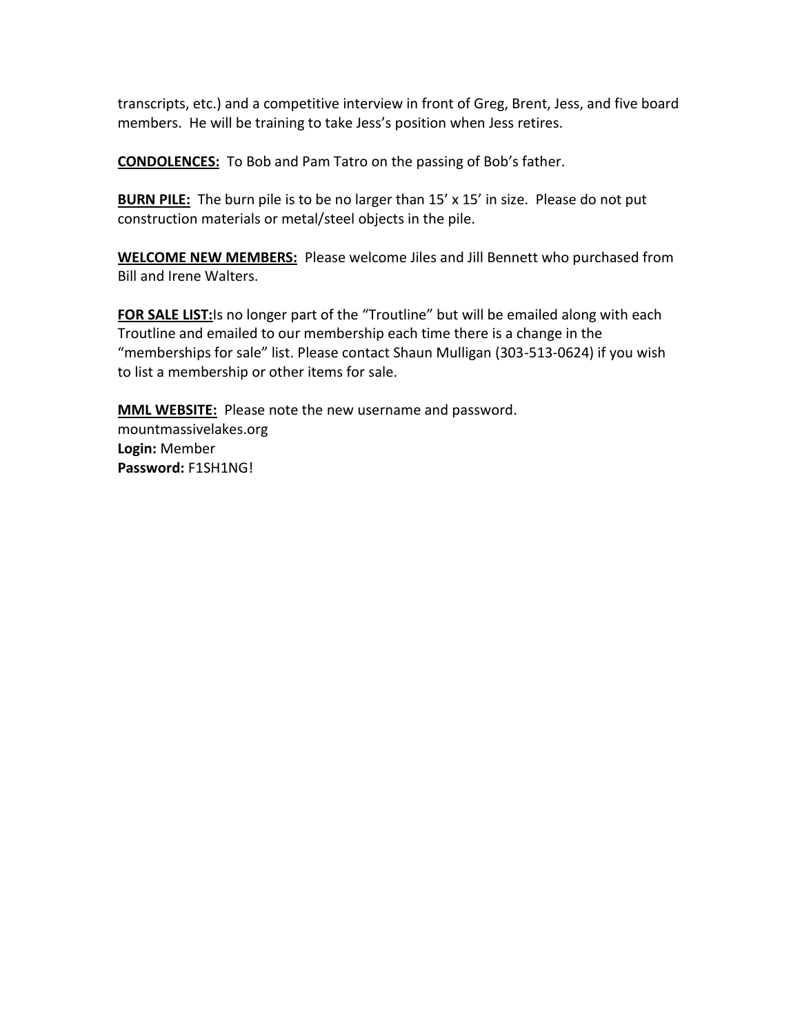transcripts, etc.) and a competitive interview in front of Greg, Brent, Jess, and five board members. He will be training to take Jess's position when Jess retires.

<u>**CONDOLENCES:**</u> To Bob and Pam Tatro on the passing of Bob's father.

<u>**BURN PILE:**</u> The burn pile is to be no larger than 15' x 15' in size. Please do not put construction materials or metal/steel objects in the pile.

<u>**WELCOME NEW MEMBERS:**</u> Please welcome Jiles and Jill Bennett who purchased from Bill and Irene Walters.

<u>**FOR SALE LIST:**</u>Is no longer part of the "Troutline" but will be emailed along with each Troutline and emailed to our membership each time there is a change in the "memberships for sale" list. Please contact Shaun Mulligan (303-513-0624) if you wish to list a membership or other items for sale.

<u>**MML WEBSITE:**</u> Please note the new username and password.
mountmassivelakes.org
**Login:** Member
**Password:** F1SH1NG!